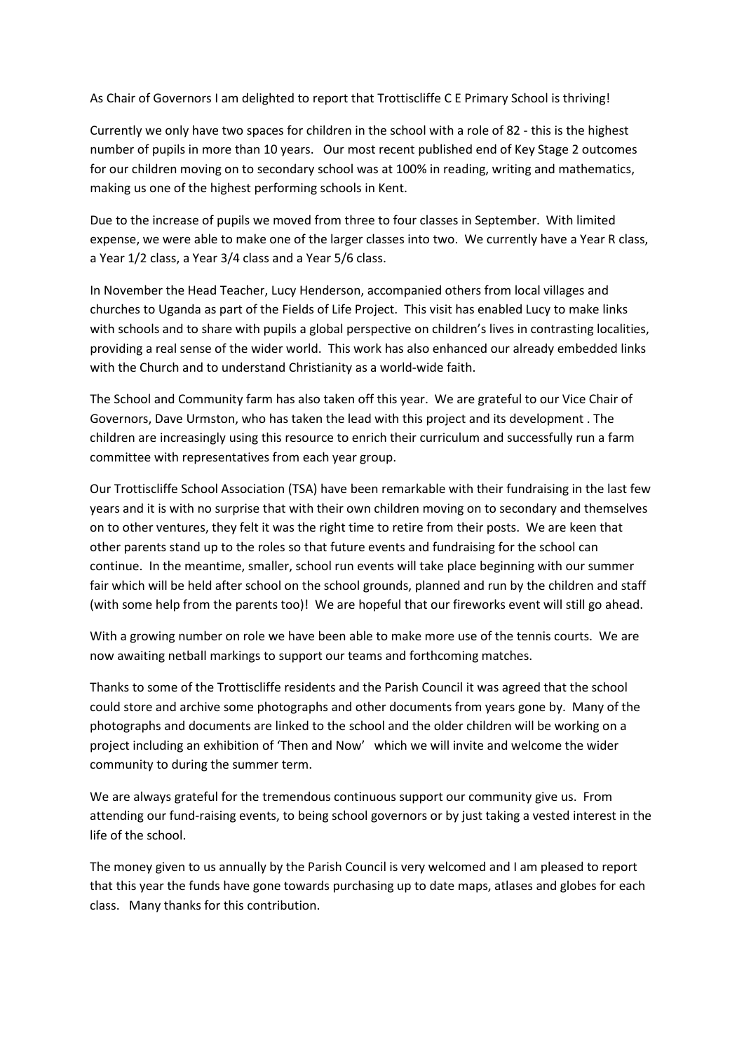As Chair of Governors I am delighted to report that Trottiscliffe C E Primary School is thriving!

Currently we only have two spaces for children in the school with a role of 82 - this is the highest number of pupils in more than 10 years. Our most recent published end of Key Stage 2 outcomes for our children moving on to secondary school was at 100% in reading, writing and mathematics, making us one of the highest performing schools in Kent.

Due to the increase of pupils we moved from three to four classes in September. With limited expense, we were able to make one of the larger classes into two. We currently have a Year R class, a Year 1/2 class, a Year 3/4 class and a Year 5/6 class.

In November the Head Teacher, Lucy Henderson, accompanied others from local villages and churches to Uganda as part of the Fields of Life Project. This visit has enabled Lucy to make links with schools and to share with pupils a global perspective on children's lives in contrasting localities, providing a real sense of the wider world. This work has also enhanced our already embedded links with the Church and to understand Christianity as a world-wide faith.

The School and Community farm has also taken off this year. We are grateful to our Vice Chair of Governors, Dave Urmston, who has taken the lead with this project and its development . The children are increasingly using this resource to enrich their curriculum and successfully run a farm committee with representatives from each year group.

Our Trottiscliffe School Association (TSA) have been remarkable with their fundraising in the last few years and it is with no surprise that with their own children moving on to secondary and themselves on to other ventures, they felt it was the right time to retire from their posts. We are keen that other parents stand up to the roles so that future events and fundraising for the school can continue. In the meantime, smaller, school run events will take place beginning with our summer fair which will be held after school on the school grounds, planned and run by the children and staff (with some help from the parents too)! We are hopeful that our fireworks event will still go ahead.

With a growing number on role we have been able to make more use of the tennis courts. We are now awaiting netball markings to support our teams and forthcoming matches.

Thanks to some of the Trottiscliffe residents and the Parish Council it was agreed that the school could store and archive some photographs and other documents from years gone by. Many of the photographs and documents are linked to the school and the older children will be working on a project including an exhibition of 'Then and Now' which we will invite and welcome the wider community to during the summer term.

We are always grateful for the tremendous continuous support our community give us. From attending our fund-raising events, to being school governors or by just taking a vested interest in the life of the school.

The money given to us annually by the Parish Council is very welcomed and I am pleased to report that this year the funds have gone towards purchasing up to date maps, atlases and globes for each class. Many thanks for this contribution.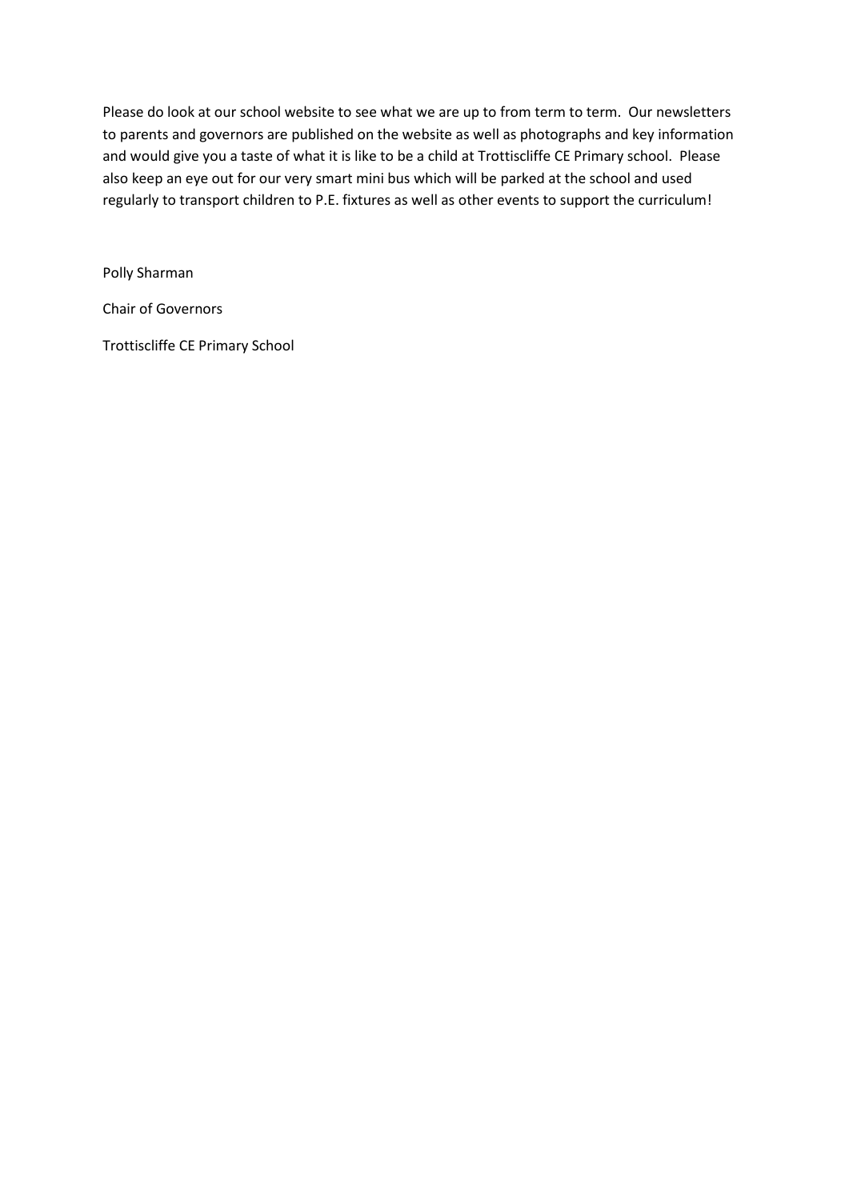Please do look at our school website to see what we are up to from term to term. Our newsletters to parents and governors are published on the website as well as photographs and key information and would give you a taste of what it is like to be a child at Trottiscliffe CE Primary school. Please also keep an eye out for our very smart mini bus which will be parked at the school and used regularly to transport children to P.E. fixtures as well as other events to support the curriculum!

Polly Sharman

Chair of Governors

Trottiscliffe CE Primary School